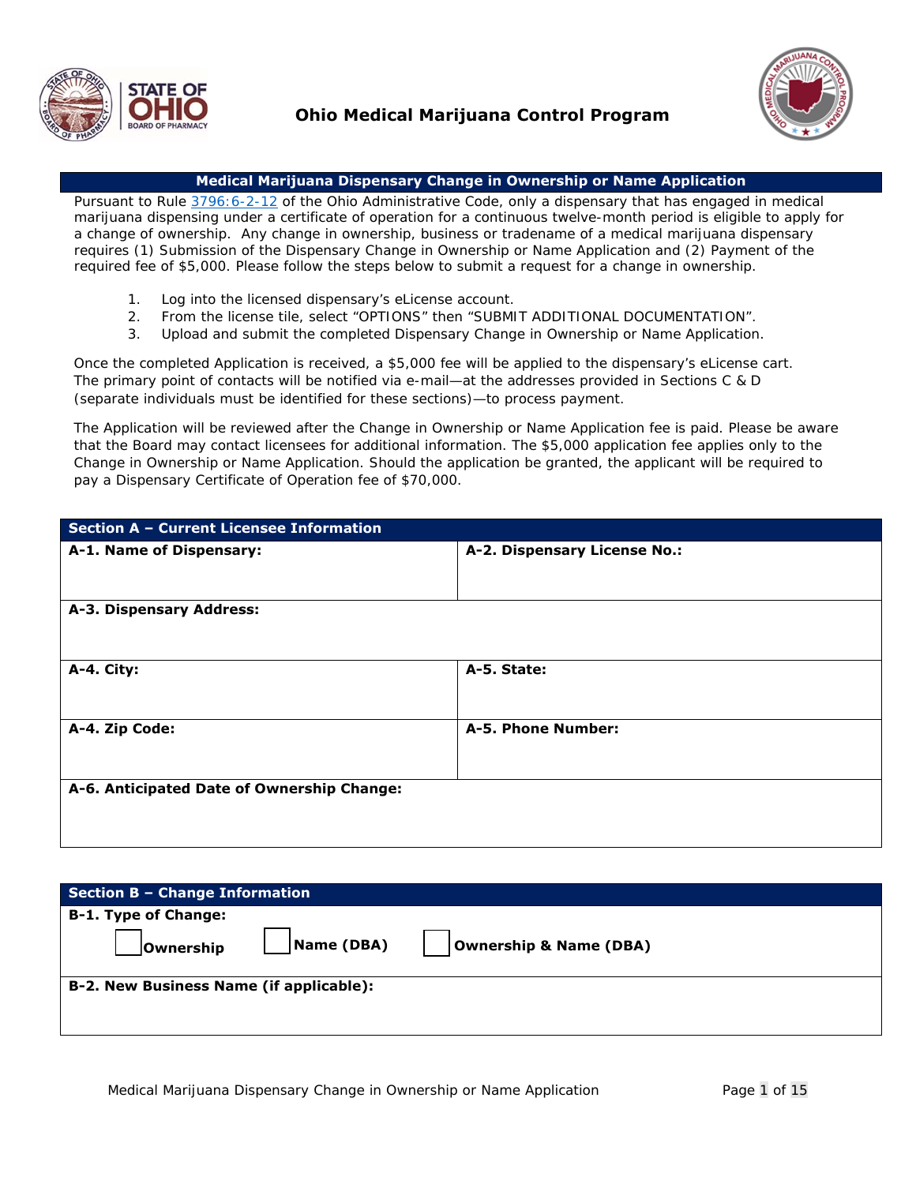# Ohio Medical Marijuana Control Program

## Medical Marijuana Dispensary Change in Ownership or Name Application

Pursuant to Rule 3796:6-2-12 of the Ohio Administrative Code, only a dispensary that has engaged in medical marijuana dispensing under a certificate of operation for a continuous twelve-month period is eligible to apply for a change of ownership. Any change in ownership, business or tradename of a medical marijuana dispensary requires (1) Submission of the Dispensary Change in Ownership or Name Application and (2) Payment of the required fee of $5,000. Please follow the steps below to submit a request for a change in ownership.

1. Log into the licensed dispensary's eLicense account.
2. From the license tile, select "OPTIONS" then "SUBMIT ADDITIONAL DOCUMENTATION".
3. Upload and submit the completed Dispensary Change in Ownership or Name Application.

Once the completed Application is received, a $5,000 fee will be applied to the dispensary's eLicense cart. The primary point of contacts will be notified via e-mail—at the addresses provided in Sections C & D (separate individuals must be identified for these sections)—to process payment.

The Application will be reviewed after the Change in Ownership or Name Application fee is paid. Please be aware that the Board may contact licensees for additional information. The $5,000 application fee applies only to the Change in Ownership or Name Application. Should the application be granted, the applicant will be required to pay a Dispensary Certificate of Operation fee of $70,000.

| Section A – Current Licensee Information | |
|---|---|
| **A-1. Name of Dispensary:** | **A-2. Dispensary License No.:** |
| **A-3. Dispensary Address:** | |
| **A-4. City:** | **A-5. State:** |
| **A-4. Zip Code:** | **A-5. Phone Number:** |
| **A-6. Anticipated Date of Ownership Change:** | |

| Section B – Change Information |
|---|
| **B-1. Type of Change:** ☐ **Ownership** ☐ **Name (DBA)** ☐ **Ownership & Name (DBA)** |
| **B-2. New Business Name (if applicable):** |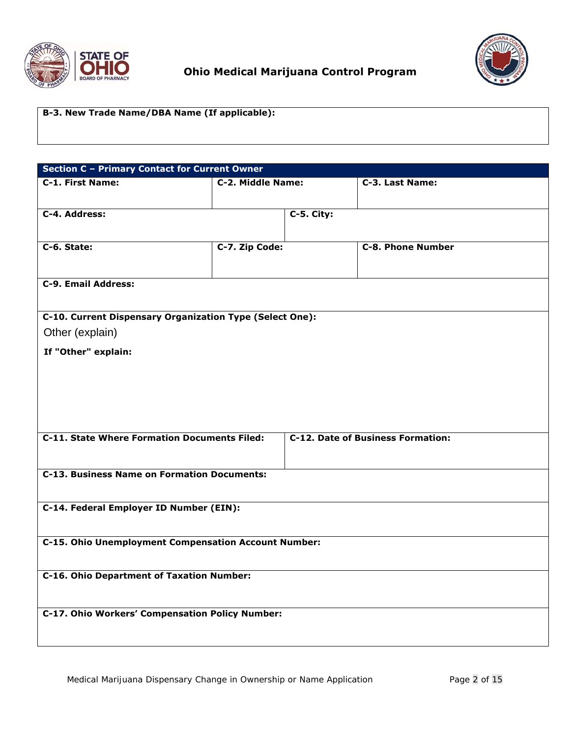| B-3. New Trade Name/DBA Name (If applicable): |
|---|
| |

## Section C – Primary Contact for Current Owner

| **C-1. First Name:** | **C-2. Middle Name:** | **C-3. Last Name:** |
|---|---|---|
| | | |

| **C-4. Address:** | **C-5. City:** |
|---|---|
| | |

| **C-6. State:** | **C-7. Zip Code:** | **C-8. Phone Number** |
|---|---|---|
| | | |

**C-9. Email Address:**

**C-10. Current Dispensary Organization Type (Select One):**

Other (explain)

**If "Other" explain:**

| **C-11. State Where Formation Documents Filed:** | **C-12. Date of Business Formation:** |
|---|---|
| | |

**C-13. Business Name on Formation Documents:**

**C-14. Federal Employer ID Number (EIN):**

**C-15. Ohio Unemployment Compensation Account Number:**

**C-16. Ohio Department of Taxation Number:**

**C-17. Ohio Workers' Compensation Policy Number:**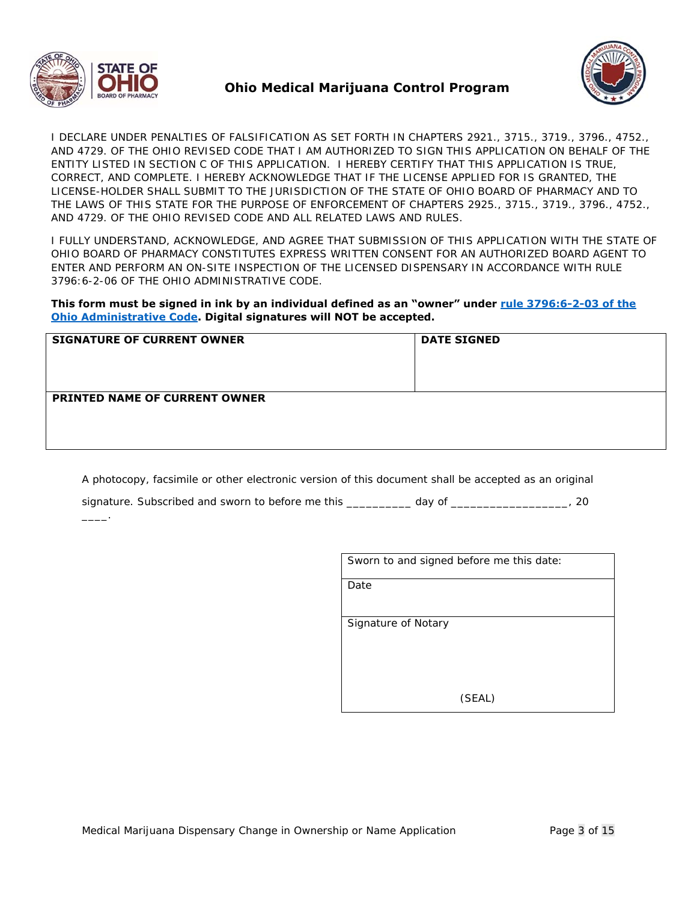**Ohio Medical Marijuana Control Program**

I DECLARE UNDER PENALTIES OF FALSIFICATION AS SET FORTH IN CHAPTERS 2921., 3715., 3719., 3796., 4752., AND 4729. OF THE OHIO REVISED CODE THAT I AM AUTHORIZED TO SIGN THIS APPLICATION ON BEHALF OF THE ENTITY LISTED IN SECTION C OF THIS APPLICATION. I HEREBY CERTIFY THAT THIS APPLICATION IS TRUE, CORRECT, AND COMPLETE. I HEREBY ACKNOWLEDGE THAT IF THE LICENSE APPLIED FOR IS GRANTED, THE LICENSE-HOLDER SHALL SUBMIT TO THE JURISDICTION OF THE STATE OF OHIO BOARD OF PHARMACY AND TO THE LAWS OF THIS STATE FOR THE PURPOSE OF ENFORCEMENT OF CHAPTERS 2925., 3715., 3719., 3796., 4752., AND 4729. OF THE OHIO REVISED CODE AND ALL RELATED LAWS AND RULES.

I FULLY UNDERSTAND, ACKNOWLEDGE, AND AGREE THAT SUBMISSION OF THIS APPLICATION WITH THE STATE OF OHIO BOARD OF PHARMACY CONSTITUTES EXPRESS WRITTEN CONSENT FOR AN AUTHORIZED BOARD AGENT TO ENTER AND PERFORM AN ON-SITE INSPECTION OF THE LICENSED DISPENSARY IN ACCORDANCE WITH RULE 3796:6-2-06 OF THE OHIO ADMINISTRATIVE CODE.

**This form must be signed in ink by an individual defined as an "owner" under rule 3796:6-2-03 of the Ohio Administrative Code. Digital signatures will NOT be accepted.**

| SIGNATURE OF CURRENT OWNER | DATE SIGNED |
|---|---|
| | |
| **PRINTED NAME OF CURRENT OWNER** | |
| | |

A photocopy, facsimile or other electronic version of this document shall be accepted as an original signature. Subscribed and sworn to before me this __________ day of __________________, 20 ____.

| Sworn to and signed before me this date: |
|---|
| Date |
| Signature of Notary<br><br>(SEAL) |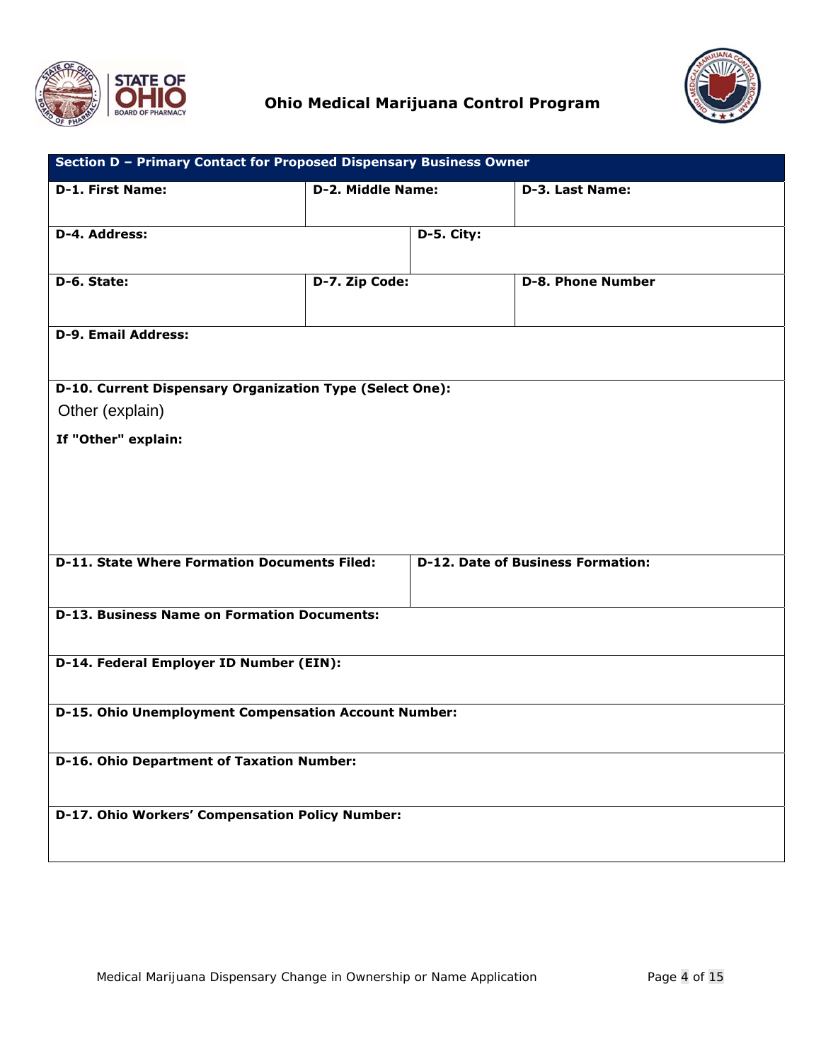Ohio Medical Marijuana Control Program

| Section D – Primary Contact for Proposed Dispensary Business Owner | | |
|---|---|---|
| **D-1. First Name:** | **D-2. Middle Name:** | **D-3. Last Name:** |
| **D-4. Address:** | **D-5. City:** | |
| **D-6. State:** | **D-7. Zip Code:** | **D-8. Phone Number** |
| **D-9. Email Address:** | | |
| **D-10. Current Dispensary Organization Type (Select One):** Other (explain) **If "Other" explain:** | | |
| **D-11. State Where Formation Documents Filed:** | **D-12. Date of Business Formation:** | |
| **D-13. Business Name on Formation Documents:** | | |
| **D-14. Federal Employer ID Number (EIN):** | | |
| **D-15. Ohio Unemployment Compensation Account Number:** | | |
| **D-16. Ohio Department of Taxation Number:** | | |
| **D-17. Ohio Workers' Compensation Policy Number:** | | |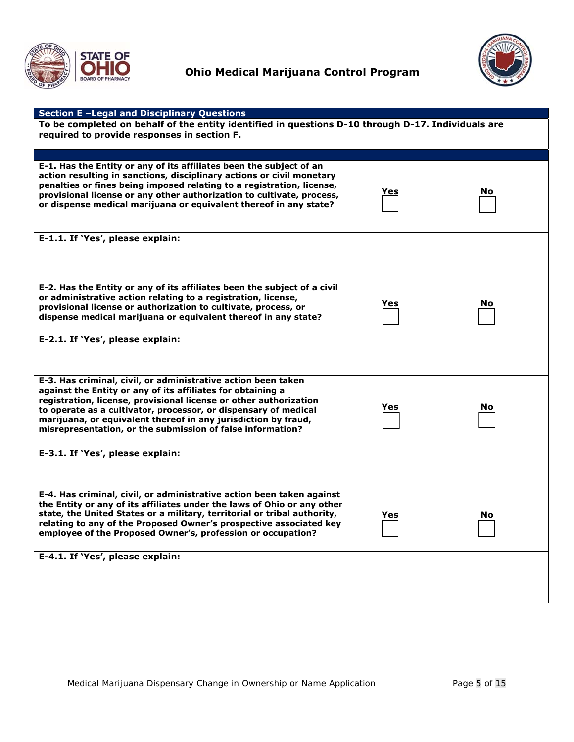## Section E –Legal and Disciplinary Questions

**To be completed on behalf of the entity identified in questions D-10 through D-17. Individuals are required to provide responses in section F.**

| Question | Yes | No |
|---|---|---|
| **E-1. Has the Entity or any of its affiliates been the subject of an action resulting in sanctions, disciplinary actions or civil monetary penalties or fines being imposed relating to a registration, license, provisional license or any other authorization to cultivate, process, or dispense medical marijuana or equivalent thereof in any state?** | ☐ | ☐ |
| **E-1.1. If 'Yes', please explain:** | | |
| **E-2. Has the Entity or any of its affiliates been the subject of a civil or administrative action relating to a registration, license, provisional license or authorization to cultivate, process, or dispense medical marijuana or equivalent thereof in any state?** | ☐ | ☐ |
| **E-2.1. If 'Yes', please explain:** | | |
| **E-3. Has criminal, civil, or administrative action been taken against the Entity or any of its affiliates for obtaining a registration, license, provisional license or other authorization to operate as a cultivator, processor, or dispensary of medical marijuana, or equivalent thereof in any jurisdiction by fraud, misrepresentation, or the submission of false information?** | ☐ | ☐ |
| **E-3.1. If 'Yes', please explain:** | | |
| **E-4. Has criminal, civil, or administrative action been taken against the Entity or any of its affiliates under the laws of Ohio or any other state, the United States or a military, territorial or tribal authority, relating to any of the Proposed Owner's prospective associated key employee of the Proposed Owner's, profession or occupation?** | ☐ | ☐ |
| **E-4.1. If 'Yes', please explain:** | | |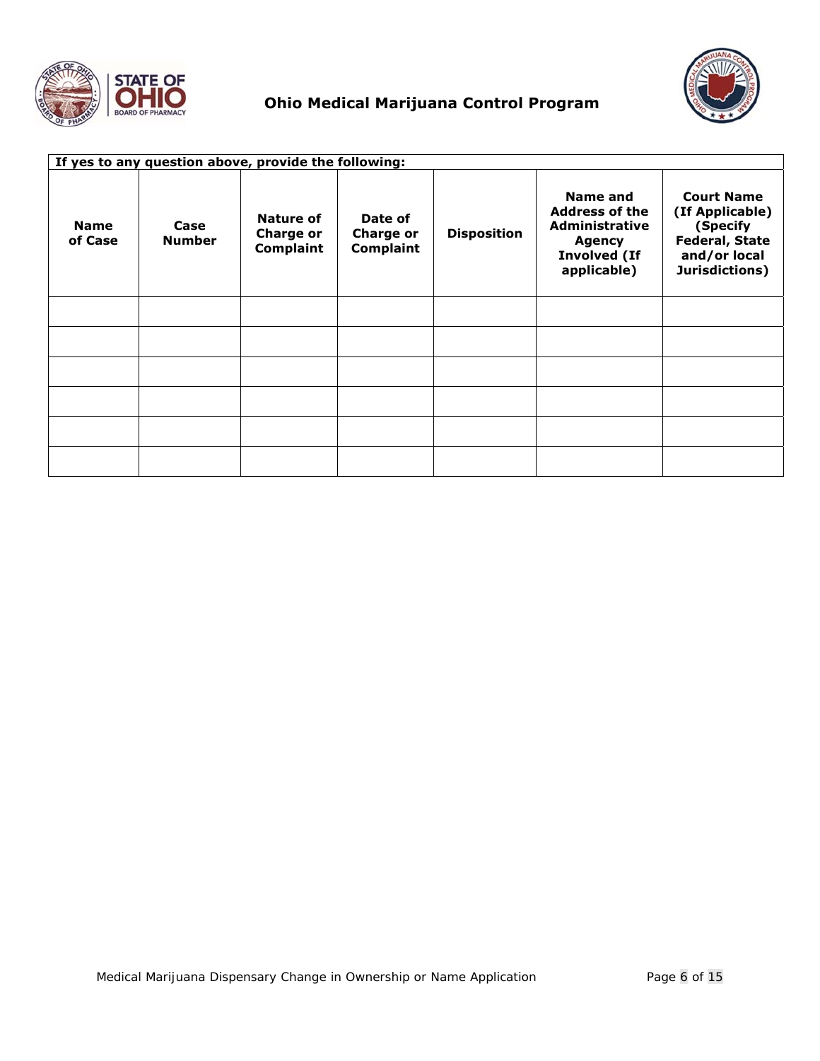**If yes to any question above, provide the following:**

| Name of Case | Case Number | Nature of Charge or Complaint | Date of Charge or Complaint | Disposition | Name and Address of the Administrative Agency Involved (If applicable) | Court Name (If Applicable) (Specify Federal, State and/or local Jurisdictions) |
|---|---|---|---|---|---|---|
| | | | | | | |
| | | | | | | |
| | | | | | | |
| | | | | | | |
| | | | | | | |
| | | | | | | |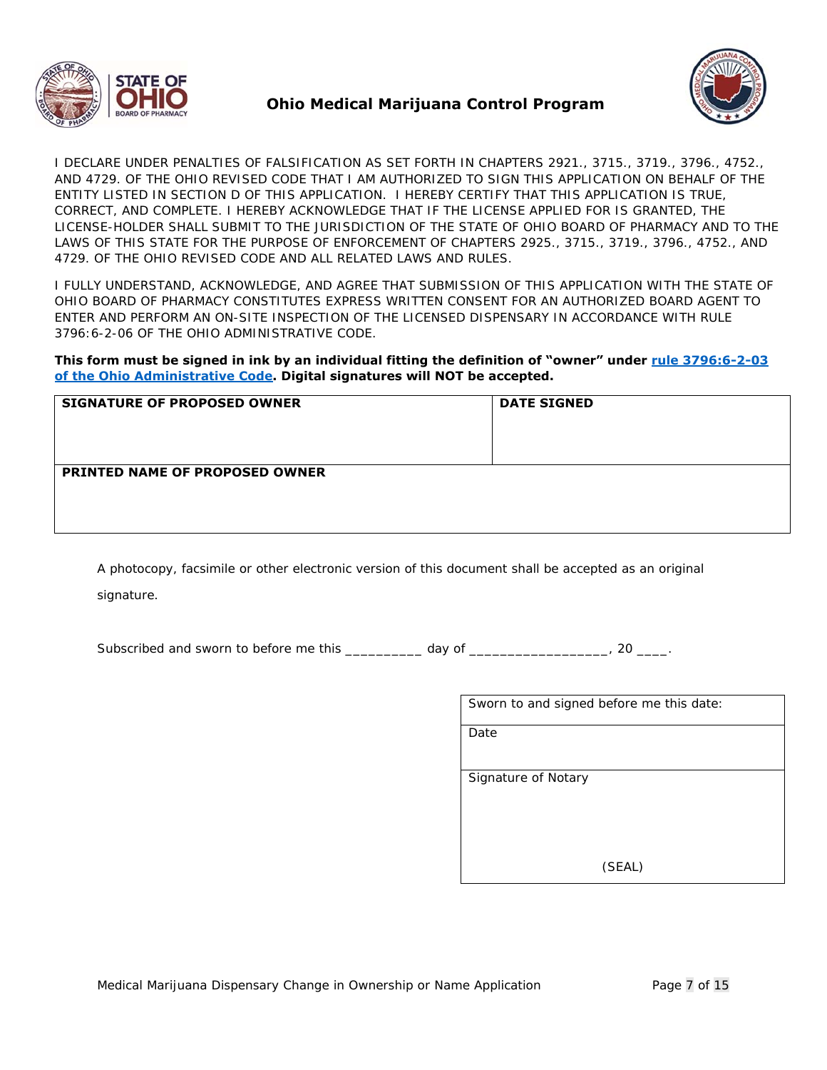**Ohio Medical Marijuana Control Program**

I DECLARE UNDER PENALTIES OF FALSIFICATION AS SET FORTH IN CHAPTERS 2921., 3715., 3719., 3796., 4752., AND 4729. OF THE OHIO REVISED CODE THAT I AM AUTHORIZED TO SIGN THIS APPLICATION ON BEHALF OF THE ENTITY LISTED IN SECTION D OF THIS APPLICATION. I HEREBY CERTIFY THAT THIS APPLICATION IS TRUE, CORRECT, AND COMPLETE. I HEREBY ACKNOWLEDGE THAT IF THE LICENSE APPLIED FOR IS GRANTED, THE LICENSE-HOLDER SHALL SUBMIT TO THE JURISDICTION OF THE STATE OF OHIO BOARD OF PHARMACY AND TO THE LAWS OF THIS STATE FOR THE PURPOSE OF ENFORCEMENT OF CHAPTERS 2925., 3715., 3719., 3796., 4752., AND 4729. OF THE OHIO REVISED CODE AND ALL RELATED LAWS AND RULES.

I FULLY UNDERSTAND, ACKNOWLEDGE, AND AGREE THAT SUBMISSION OF THIS APPLICATION WITH THE STATE OF OHIO BOARD OF PHARMACY CONSTITUTES EXPRESS WRITTEN CONSENT FOR AN AUTHORIZED BOARD AGENT TO ENTER AND PERFORM AN ON-SITE INSPECTION OF THE LICENSED DISPENSARY IN ACCORDANCE WITH RULE 3796:6-2-06 OF THE OHIO ADMINISTRATIVE CODE.

**This form must be signed in ink by an individual fitting the definition of "owner" under rule 3796:6-2-03 of the Ohio Administrative Code. Digital signatures will NOT be accepted.**

| SIGNATURE OF PROPOSED OWNER | DATE SIGNED |
|---|---|
| | |
| **PRINTED NAME OF PROPOSED OWNER** | |
| | |

A photocopy, facsimile or other electronic version of this document shall be accepted as an original signature.

Subscribed and sworn to before me this __________ day of __________________, 20 ____.

| Sworn to and signed before me this date: |
|---|
| Date |
| Signature of Notary<br><br><br>(SEAL) |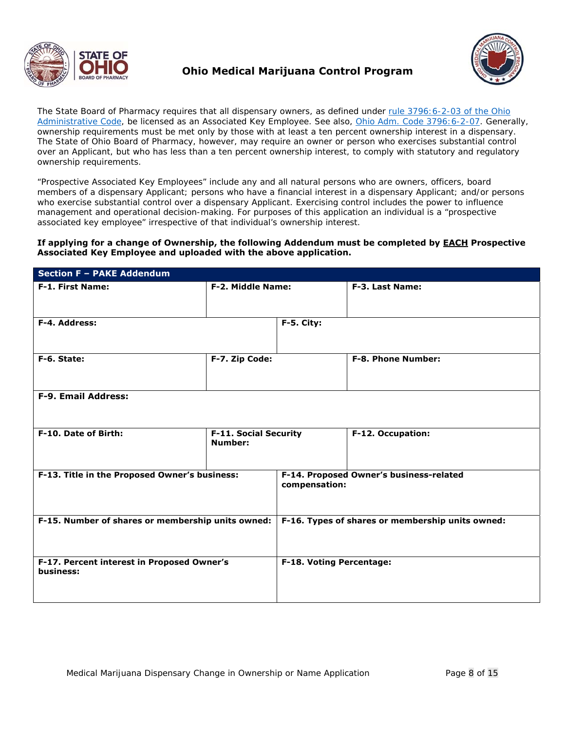# Ohio Medical Marijuana Control Program

The State Board of Pharmacy requires that all dispensary owners, as defined under rule 3796:6-2-03 of the Ohio Administrative Code, be licensed as an Associated Key Employee. See also, Ohio Adm. Code 3796:6-2-07. Generally, ownership requirements must be met only by those with at least a ten percent ownership interest in a dispensary. The State of Ohio Board of Pharmacy, however, may require an owner or person who exercises substantial control over an Applicant, but who has less than a ten percent ownership interest, to comply with statutory and regulatory ownership requirements.

"Prospective Associated Key Employees" include any and all natural persons who are owners, officers, board members of a dispensary Applicant; persons who have a financial interest in a dispensary Applicant; and/or persons who exercise substantial control over a dispensary Applicant. Exercising control includes the power to influence management and operational decision-making. For purposes of this application an individual is a "prospective associated key employee" irrespective of that individual's ownership interest.

**If applying for a change of Ownership, the following Addendum must be completed by EACH Prospective Associated Key Employee and uploaded with the above application.**

| Section F – PAKE Addendum | | |
|---|---|---|
| **F-1. First Name:** | **F-2. Middle Name:** | **F-3. Last Name:** |
| **F-4. Address:** | **F-5. City:** | |
| **F-6. State:** | **F-7. Zip Code:** | **F-8. Phone Number:** |
| **F-9. Email Address:** | | |
| **F-10. Date of Birth:** | **F-11. Social Security Number:** | **F-12. Occupation:** |
| **F-13. Title in the Proposed Owner's business:** | **F-14. Proposed Owner's business-related compensation:** | |
| **F-15. Number of shares or membership units owned:** | **F-16. Types of shares or membership units owned:** | |
| **F-17. Percent interest in Proposed Owner's business:** | **F-18. Voting Percentage:** | |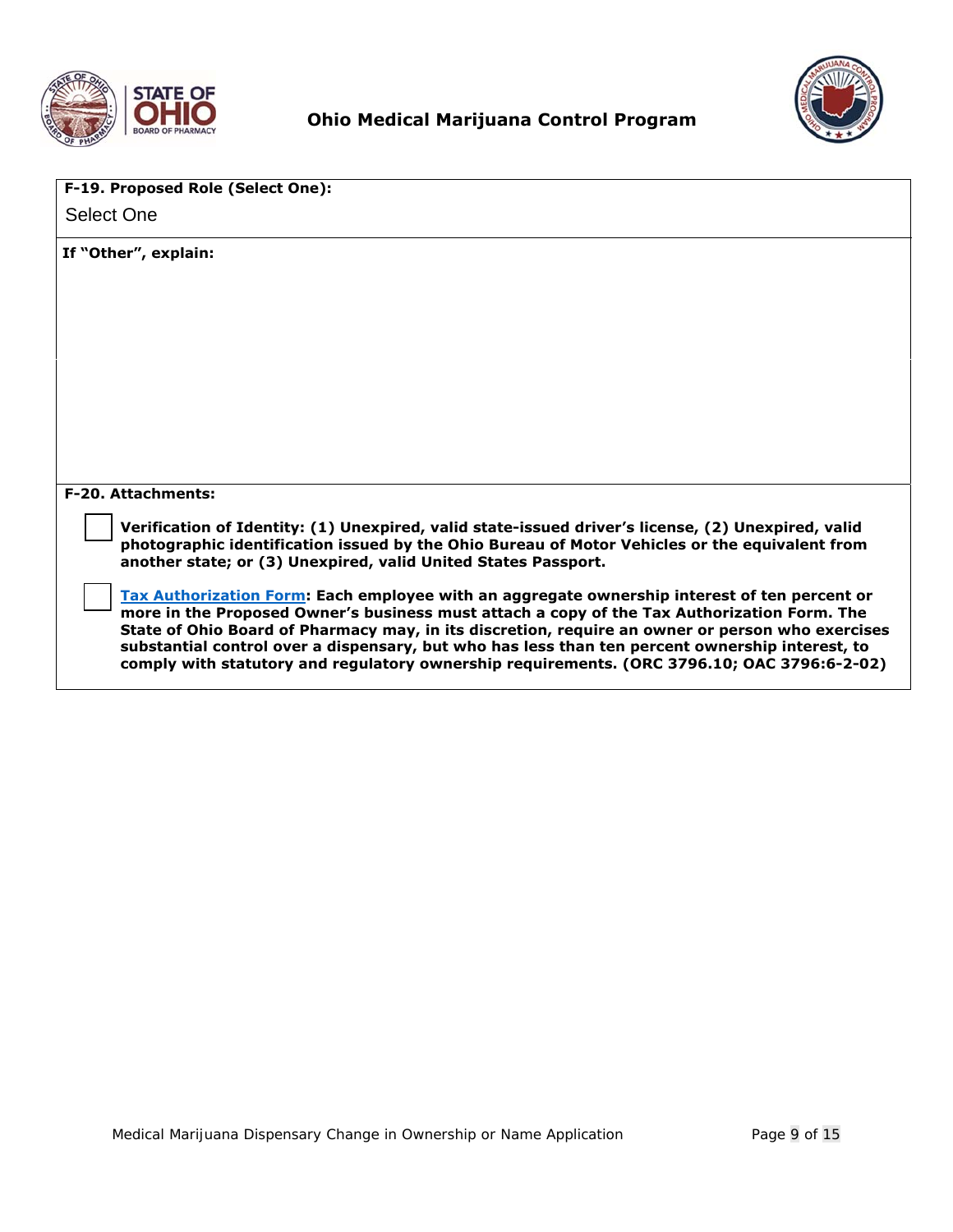**F-19. Proposed Role (Select One):**

Select One

**If "Other", explain:**

**F-20. Attachments:**

- ☐ **Verification of Identity: (1) Unexpired, valid state-issued driver's license, (2) Unexpired, valid photographic identification issued by the Ohio Bureau of Motor Vehicles or the equivalent from another state; or (3) Unexpired, valid United States Passport.**

- ☐ **Tax Authorization Form: Each employee with an aggregate ownership interest of ten percent or more in the Proposed Owner's business must attach a copy of the Tax Authorization Form. The State of Ohio Board of Pharmacy may, in its discretion, require an owner or person who exercises substantial control over a dispensary, but who has less than ten percent ownership interest, to comply with statutory and regulatory ownership requirements. (ORC 3796.10; OAC 3796:6-2-02)**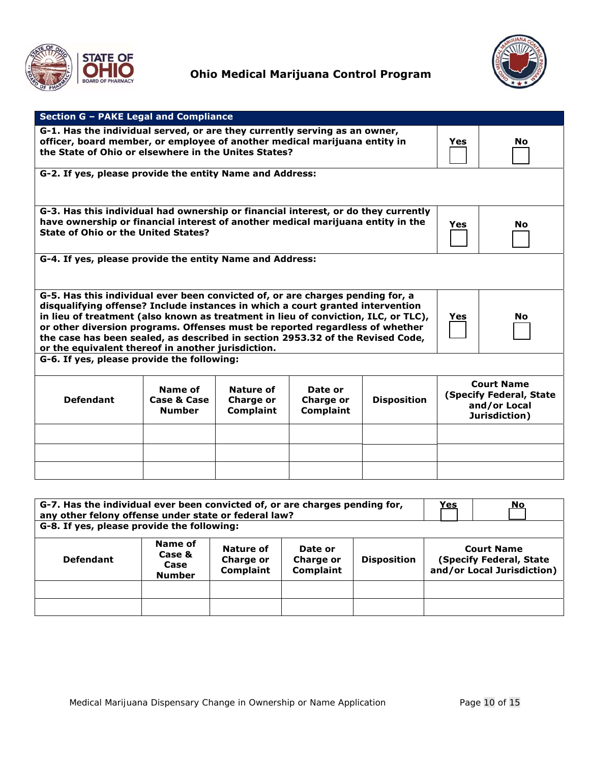**Ohio Medical Marijuana Control Program**

## Section G – PAKE Legal and Compliance

| **G-1. Has the individual served, or are they currently serving as an owner, officer, board member, or employee of another medical marijuana entity in the State of Ohio or elsewhere in the Unites States?** | **Yes** ☐ | **No** ☐ |
|---|---|---|

**G-2. If yes, please provide the entity Name and Address:**

| **G-3. Has this individual had ownership or financial interest, or do they currently have ownership or financial interest of another medical marijuana entity in the State of Ohio or the United States?** | **Yes** ☐ | **No** ☐ |
|---|---|---|

**G-4. If yes, please provide the entity Name and Address:**

| **G-5. Has this individual ever been convicted of, or are charges pending for, a disqualifying offense? Include instances in which a court granted intervention in lieu of treatment (also known as treatment in lieu of conviction, ILC, or TLC), or other diversion programs. Offenses must be reported regardless of whether the case has been sealed, as described in section 2953.32 of the Revised Code, or the equivalent thereof in another jurisdiction.** | **Yes** ☐ | **No** ☐ |
|---|---|---|

**G-6. If yes, please provide the following:**

| Defendant | Name of Case & Case Number | Nature of Charge or Complaint | Date or Charge or Complaint | Disposition | Court Name (Specify Federal, State and/or Local Jurisdiction) |
|---|---|---|---|---|---|
| | | | | | |
| | | | | | |
| | | | | | |

| **G-7. Has the individual ever been convicted of, or are charges pending for, any other felony offense under state or federal law?** | **Yes** ☐ | **No** ☐ |
|---|---|---|

**G-8. If yes, please provide the following:**

| Defendant | Name of Case & Case Number | Nature of Charge or Complaint | Date or Charge or Complaint | Disposition | Court Name (Specify Federal, State and/or Local Jurisdiction) |
|---|---|---|---|---|---|
| | | | | | |
| | | | | | |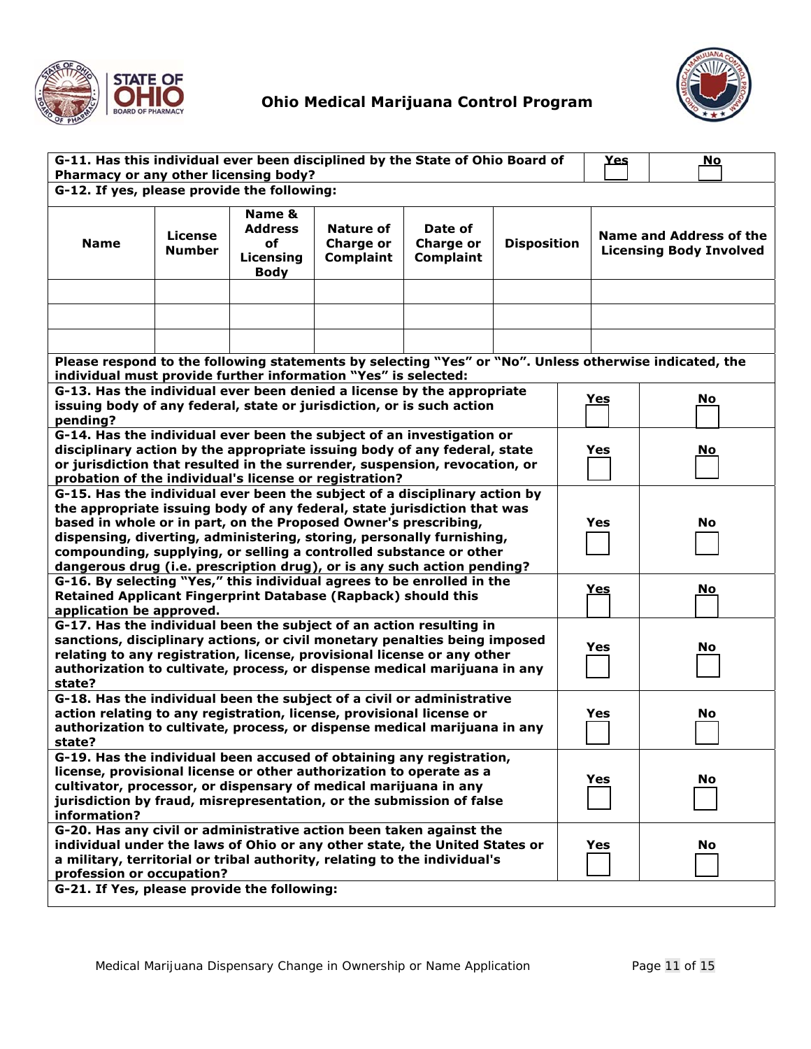# Ohio Medical Marijuana Control Program

| G-11. Has this individual ever been disciplined by the State of Ohio Board of Pharmacy or any other licensing body? | Yes ☐ | No ☐ |
|---|---|---|

**G-12. If yes, please provide the following:**

| Name | License Number | Name & Address of Licensing Body | Nature of Charge or Complaint | Date of Charge or Complaint | Disposition | Name and Address of the Licensing Body Involved |
|---|---|---|---|---|---|---|
| | | | | | | |
| | | | | | | |
| | | | | | | |

**Please respond to the following statements by selecting "Yes" or "No". Unless otherwise indicated, the individual must provide further information "Yes" is selected:**

| Question | Yes | No |
|---|---|---|
| **G-13. Has the individual ever been denied a license by the appropriate issuing body of any federal, state or jurisdiction, or is such action pending?** | ☐ | ☐ |
| **G-14. Has the individual ever been the subject of an investigation or disciplinary action by the appropriate issuing body of any federal, state or jurisdiction that resulted in the surrender, suspension, revocation, or probation of the individual's license or registration?** | ☐ | ☐ |
| **G-15. Has the individual ever been the subject of a disciplinary action by the appropriate issuing body of any federal, state jurisdiction that was based in whole or in part, on the Proposed Owner's prescribing, dispensing, diverting, administering, storing, personally furnishing, compounding, supplying, or selling a controlled substance or other dangerous drug (i.e. prescription drug), or is any such action pending?** | ☐ | ☐ |
| **G-16. By selecting "Yes," this individual agrees to be enrolled in the Retained Applicant Fingerprint Database (Rapback) should this application be approved.** | ☐ | ☐ |
| **G-17. Has the individual been the subject of an action resulting in sanctions, disciplinary actions, or civil monetary penalties being imposed relating to any registration, license, provisional license or any other authorization to cultivate, process, or dispense medical marijuana in any state?** | ☐ | ☐ |
| **G-18. Has the individual been the subject of a civil or administrative action relating to any registration, license, provisional license or authorization to cultivate, process, or dispense medical marijuana in any state?** | ☐ | ☐ |
| **G-19. Has the individual been accused of obtaining any registration, license, provisional license or other authorization to operate as a cultivator, processor, or dispensary of medical marijuana in any jurisdiction by fraud, misrepresentation, or the submission of false information?** | ☐ | ☐ |
| **G-20. Has any civil or administrative action been taken against the individual under the laws of Ohio or any other state, the United States or a military, territorial or tribal authority, relating to the individual's profession or occupation?** | ☐ | ☐ |

**G-21. If Yes, please provide the following:**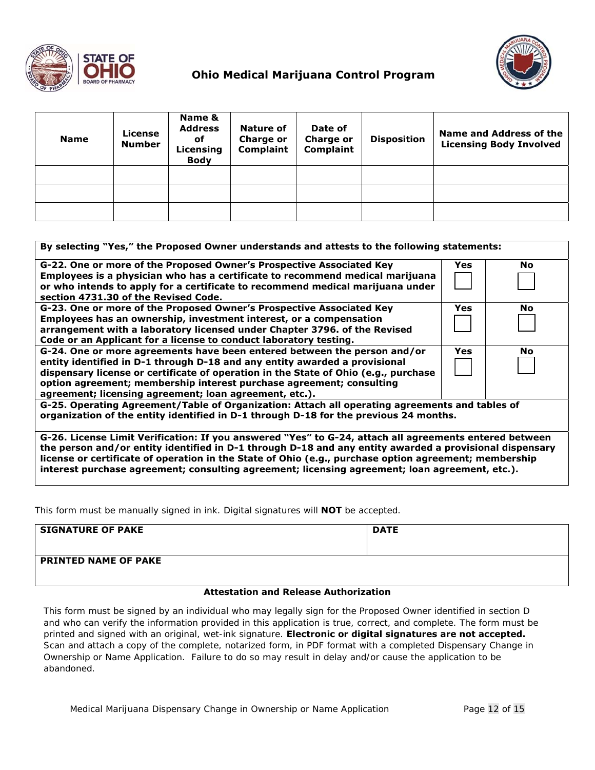**Ohio Medical Marijuana Control Program**

| Name | License Number | Name & Address of Licensing Body | Nature of Charge or Complaint | Date of Charge or Complaint | Disposition | Name and Address of the Licensing Body Involved |
|---|---|---|---|---|---|---|
| | | | | | | |
| | | | | | | |
| | | | | | | |

| By selecting "Yes," the Proposed Owner understands and attests to the following statements: | | |
|---|---|---|
| **G-22. One or more of the Proposed Owner's Prospective Associated Key Employees is a physician who has a certificate to recommend medical marijuana or who intends to apply for a certificate to recommend medical marijuana under section 4731.30 of the Revised Code.** | **Yes** ☐ | **No** ☐ |
| **G-23. One or more of the Proposed Owner's Prospective Associated Key Employees has an ownership, investment interest, or a compensation arrangement with a laboratory licensed under Chapter 3796. of the Revised Code or an Applicant for a license to conduct laboratory testing.** | **Yes** ☐ | **No** ☐ |
| **G-24. One or more agreements have been entered between the person and/or entity identified in D-1 through D-18 and any entity awarded a provisional dispensary license or certificate of operation in the State of Ohio (e.g., purchase option agreement; membership interest purchase agreement; consulting agreement; licensing agreement; loan agreement, etc.).** | **Yes** ☐ | **No** ☐ |
| **G-25. Operating Agreement/Table of Organization: Attach all operating agreements and tables of organization of the entity identified in D-1 through D-18 for the previous 24 months.** | | |
| **G-26. License Limit Verification: If you answered "Yes" to G-24, attach all agreements entered between the person and/or entity identified in D-1 through D-18 and any entity awarded a provisional dispensary license or certificate of operation in the State of Ohio (e.g., purchase option agreement; membership interest purchase agreement; consulting agreement; licensing agreement; loan agreement, etc.).** | | |

This form must be manually signed in ink. Digital signatures will **NOT** be accepted.

| SIGNATURE OF PAKE | DATE |
|---|---|
| | |
| **PRINTED NAME OF PAKE** | |
| | |

**Attestation and Release Authorization**

This form must be signed by an individual who may legally sign for the Proposed Owner identified in section D and who can verify the information provided in this application is true, correct, and complete. The form must be printed and signed with an original, wet-ink signature. **Electronic or digital signatures are not accepted.** Scan and attach a copy of the complete, notarized form, in PDF format with a completed Dispensary Change in Ownership or Name Application. Failure to do so may result in delay and/or cause the application to be abandoned.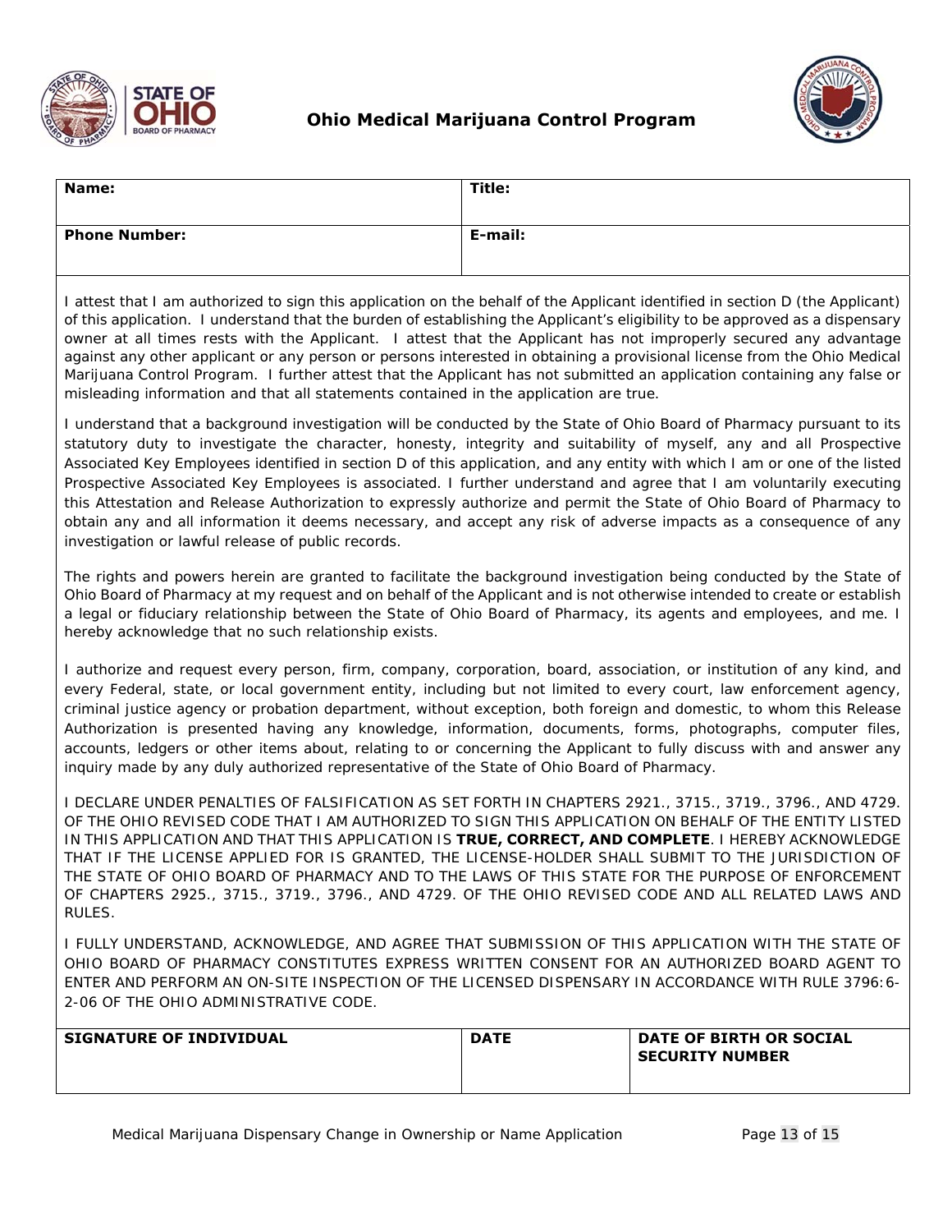## Ohio Medical Marijuana Control Program

| Name: | Title: |
|---|---|
| **Phone Number:** | **E-mail:** |

I attest that I am authorized to sign this application on the behalf of the Applicant identified in section D (the Applicant) of this application. I understand that the burden of establishing the Applicant's eligibility to be approved as a dispensary owner at all times rests with the Applicant. I attest that the Applicant has not improperly secured any advantage against any other applicant or any person or persons interested in obtaining a provisional license from the Ohio Medical Marijuana Control Program. I further attest that the Applicant has not submitted an application containing any false or misleading information and that all statements contained in the application are true.

I understand that a background investigation will be conducted by the State of Ohio Board of Pharmacy pursuant to its statutory duty to investigate the character, honesty, integrity and suitability of myself, any and all Prospective Associated Key Employees identified in section D of this application, and any entity with which I am or one of the listed Prospective Associated Key Employees is associated. I further understand and agree that I am voluntarily executing this Attestation and Release Authorization to expressly authorize and permit the State of Ohio Board of Pharmacy to obtain any and all information it deems necessary, and accept any risk of adverse impacts as a consequence of any investigation or lawful release of public records.

The rights and powers herein are granted to facilitate the background investigation being conducted by the State of Ohio Board of Pharmacy at my request and on behalf of the Applicant and is not otherwise intended to create or establish a legal or fiduciary relationship between the State of Ohio Board of Pharmacy, its agents and employees, and me. I hereby acknowledge that no such relationship exists.

I authorize and request every person, firm, company, corporation, board, association, or institution of any kind, and every Federal, state, or local government entity, including but not limited to every court, law enforcement agency, criminal justice agency or probation department, without exception, both foreign and domestic, to whom this Release Authorization is presented having any knowledge, information, documents, forms, photographs, computer files, accounts, ledgers or other items about, relating to or concerning the Applicant to fully discuss with and answer any inquiry made by any duly authorized representative of the State of Ohio Board of Pharmacy.

I DECLARE UNDER PENALTIES OF FALSIFICATION AS SET FORTH IN CHAPTERS 2921., 3715., 3719., 3796., AND 4729. OF THE OHIO REVISED CODE THAT I AM AUTHORIZED TO SIGN THIS APPLICATION ON BEHALF OF THE ENTITY LISTED IN THIS APPLICATION AND THAT THIS APPLICATION IS **TRUE, CORRECT, AND COMPLETE**. I HEREBY ACKNOWLEDGE THAT IF THE LICENSE APPLIED FOR IS GRANTED, THE LICENSE-HOLDER SHALL SUBMIT TO THE JURISDICTION OF THE STATE OF OHIO BOARD OF PHARMACY AND TO THE LAWS OF THIS STATE FOR THE PURPOSE OF ENFORCEMENT OF CHAPTERS 2925., 3715., 3719., 3796., AND 4729. OF THE OHIO REVISED CODE AND ALL RELATED LAWS AND RULES.

I FULLY UNDERSTAND, ACKNOWLEDGE, AND AGREE THAT SUBMISSION OF THIS APPLICATION WITH THE STATE OF OHIO BOARD OF PHARMACY CONSTITUTES EXPRESS WRITTEN CONSENT FOR AN AUTHORIZED BOARD AGENT TO ENTER AND PERFORM AN ON-SITE INSPECTION OF THE LICENSED DISPENSARY IN ACCORDANCE WITH RULE 3796:6-2-06 OF THE OHIO ADMINISTRATIVE CODE.

| SIGNATURE OF INDIVIDUAL | DATE | DATE OF BIRTH OR SOCIAL SECURITY NUMBER |
|---|---|---|
| | | |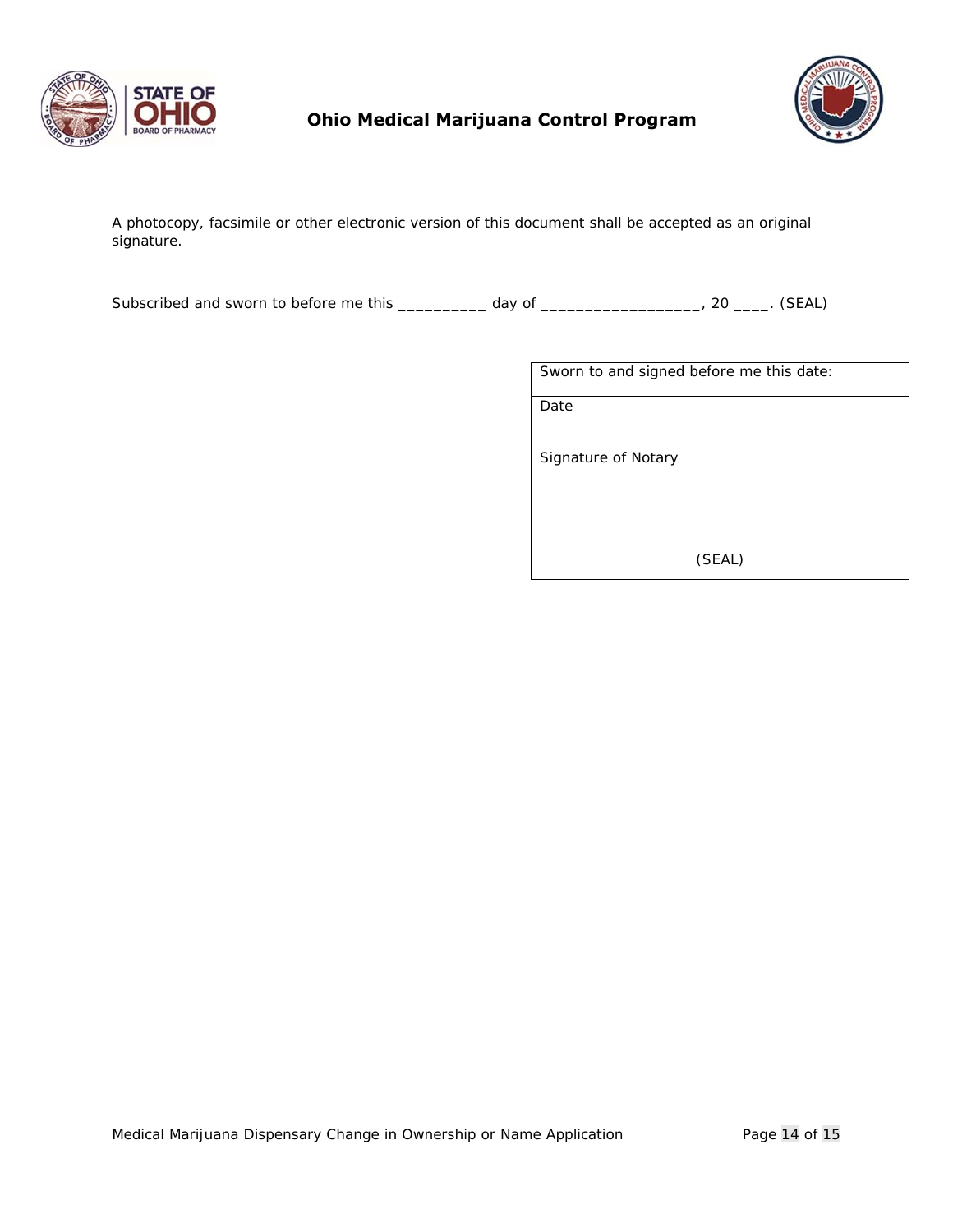A photocopy, facsimile or other electronic version of this document shall be accepted as an original signature.

Subscribed and sworn to before me this __________ day of __________________, 20 ____. (SEAL)

| Sworn to and signed before me this date: |
| --- |
| Date |
| Signature of Notary<br><br><br>(SEAL) |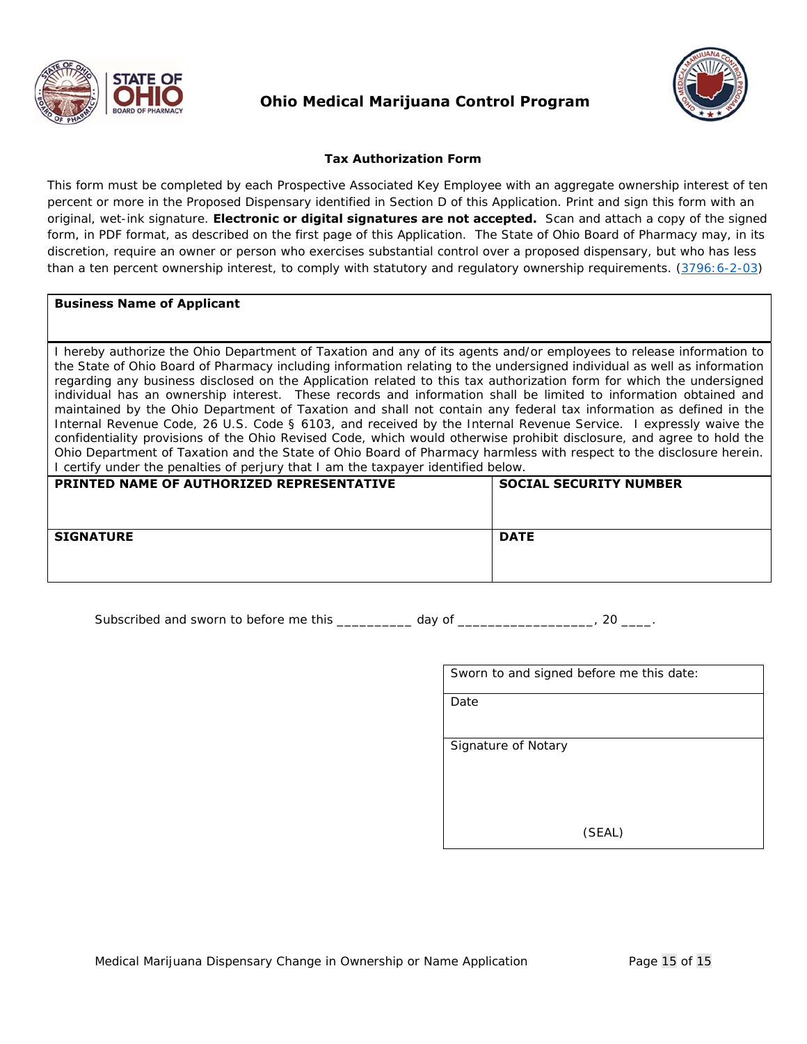# Ohio Medical Marijuana Control Program

## Tax Authorization Form

This form must be completed by each Prospective Associated Key Employee with an aggregate ownership interest of ten percent or more in the Proposed Dispensary identified in Section D of this Application. Print and sign this form with an original, wet-ink signature. **Electronic or digital signatures are not accepted.** Scan and attach a copy of the signed form, in PDF format, as described on the first page of this Application. The State of Ohio Board of Pharmacy may, in its discretion, require an owner or person who exercises substantial control over a proposed dispensary, but who has less than a ten percent ownership interest, to comply with statutory and regulatory ownership requirements. (3796:6-2-03)

| | |
|---|---|
| **Business Name of Applicant** | |
| I hereby authorize the Ohio Department of Taxation and any of its agents and/or employees to release information to the State of Ohio Board of Pharmacy including information relating to the undersigned individual as well as information regarding any business disclosed on the Application related to this tax authorization form for which the undersigned individual has an ownership interest. These records and information shall be limited to information obtained and maintained by the Ohio Department of Taxation and shall not contain any federal tax information as defined in the Internal Revenue Code, 26 U.S. Code § 6103, and received by the Internal Revenue Service. I expressly waive the confidentiality provisions of the Ohio Revised Code, which would otherwise prohibit disclosure, and agree to hold the Ohio Department of Taxation and the State of Ohio Board of Pharmacy harmless with respect to the disclosure herein. I certify under the penalties of perjury that I am the taxpayer identified below. | |
| **PRINTED NAME OF AUTHORIZED REPRESENTATIVE** | **SOCIAL SECURITY NUMBER** |
| **SIGNATURE** | **DATE** |

Subscribed and sworn to before me this __________ day of __________________, 20 ____.

| |
|---|
| Sworn to and signed before me this date: |
| Date |
| Signature of Notary<br><br>(SEAL) |